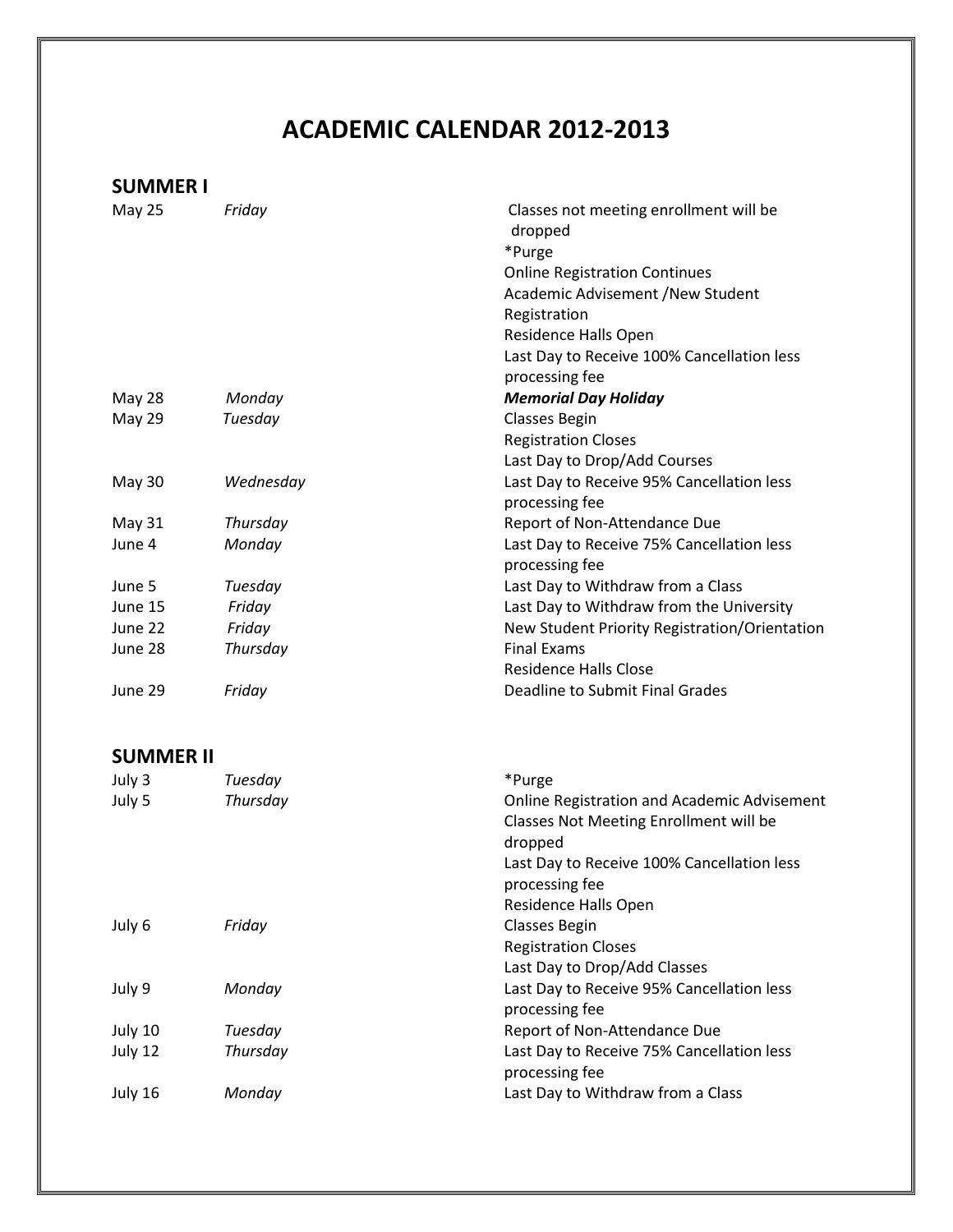# ACADEMIC CALENDAR 2012-2013

## SUMMER I

| | | |
|---|---|---|
| May 25 | *Friday* | Classes not meeting enrollment will be dropped<br>*Purge<br>Online Registration Continues<br>Academic Advisement /New Student Registration<br>Residence Halls Open<br>Last Day to Receive 100% Cancellation less processing fee |
| May 28 | *Monday* | ***Memorial Day Holiday*** |
| May 29 | *Tuesday* | Classes Begin<br>Registration Closes<br>Last Day to Drop/Add Courses |
| May 30 | *Wednesday* | Last Day to Receive 95% Cancellation less processing fee |
| May 31 | *Thursday* | Report of Non-Attendance Due |
| June 4 | *Monday* | Last Day to Receive 75% Cancellation less processing fee |
| June 5 | *Tuesday* | Last Day to Withdraw from a Class |
| June 15 | *Friday* | Last Day to Withdraw from the University |
| June 22 | *Friday* | New Student Priority Registration/Orientation |
| June 28 | *Thursday* | Final Exams<br>Residence Halls Close |
| June 29 | *Friday* | Deadline to Submit Final Grades |

## SUMMER II

| | | |
|---|---|---|
| July 3 | *Tuesday* | *Purge |
| July 5 | *Thursday* | Online Registration and Academic Advisement<br>Classes Not Meeting Enrollment will be dropped<br>Last Day to Receive 100% Cancellation less processing fee<br>Residence Halls Open |
| July 6 | *Friday* | Classes Begin<br>Registration Closes<br>Last Day to Drop/Add Classes |
| July 9 | *Monday* | Last Day to Receive 95% Cancellation less processing fee |
| July 10 | *Tuesday* | Report of Non-Attendance Due |
| July 12 | *Thursday* | Last Day to Receive 75% Cancellation less processing fee |
| July 16 | *Monday* | Last Day to Withdraw from a Class |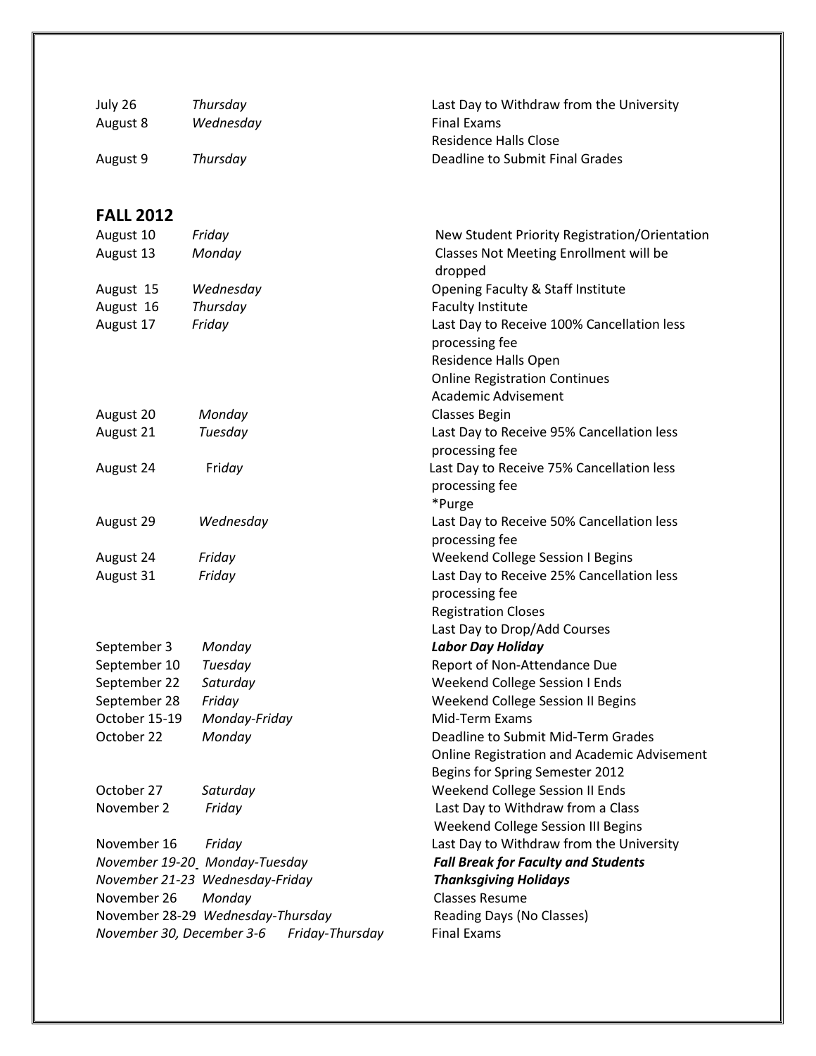| | | |
|---|---|---|
| July 26 | *Thursday* | Last Day to Withdraw from the University |
| August 8 | *Wednesday* | Final Exams<br>Residence Halls Close |
| August 9 | *Thursday* | Deadline to Submit Final Grades |

## FALL 2012

| | | |
|---|---|---|
| August 10 | *Friday* | New Student Priority Registration/Orientation |
| August 13 | *Monday* | Classes Not Meeting Enrollment will be dropped |
| August 15 | *Wednesday* | Opening Faculty & Staff Institute |
| August 16 | *Thursday* | Faculty Institute |
| August 17 | *Friday* | Last Day to Receive 100% Cancellation less processing fee<br>Residence Halls Open<br>Online Registration Continues<br>Academic Advisement |
| August 20 | *Monday* | Classes Begin |
| August 21 | *Tuesday* | Last Day to Receive 95% Cancellation less processing fee |
| August 24 | *Friday* | Last Day to Receive 75% Cancellation less processing fee<br>*Purge |
| August 29 | *Wednesday* | Last Day to Receive 50% Cancellation less processing fee |
| August 24 | *Friday* | Weekend College Session I Begins |
| August 31 | *Friday* | Last Day to Receive 25% Cancellation less processing fee<br>Registration Closes<br>Last Day to Drop/Add Courses |
| September 3 | *Monday* | ***Labor Day Holiday*** |
| September 10 | *Tuesday* | Report of Non-Attendance Due |
| September 22 | *Saturday* | Weekend College Session I Ends |
| September 28 | *Friday* | Weekend College Session II Begins |
| October 15-19 | *Monday-Friday* | Mid-Term Exams |
| October 22 | *Monday* | Deadline to Submit Mid-Term Grades<br>Online Registration and Academic Advisement Begins for Spring Semester 2012 |
| October 27 | *Saturday* | Weekend College Session II Ends |
| November 2 | *Friday* | Last Day to Withdraw from a Class<br>Weekend College Session III Begins |
| November 16 | *Friday* | Last Day to Withdraw from the University |
| *November 19-20* | *Monday-Tuesday* | ***Fall Break for Faculty and Students*** |
| *November 21-23* | *Wednesday-Friday* | ***Thanksgiving Holidays*** |
| November 26 | *Monday* | Classes Resume |
| November 28-29 | *Wednesday-Thursday* | Reading Days (No Classes) |
| *November 30, December 3-6* | *Friday-Thursday* | Final Exams |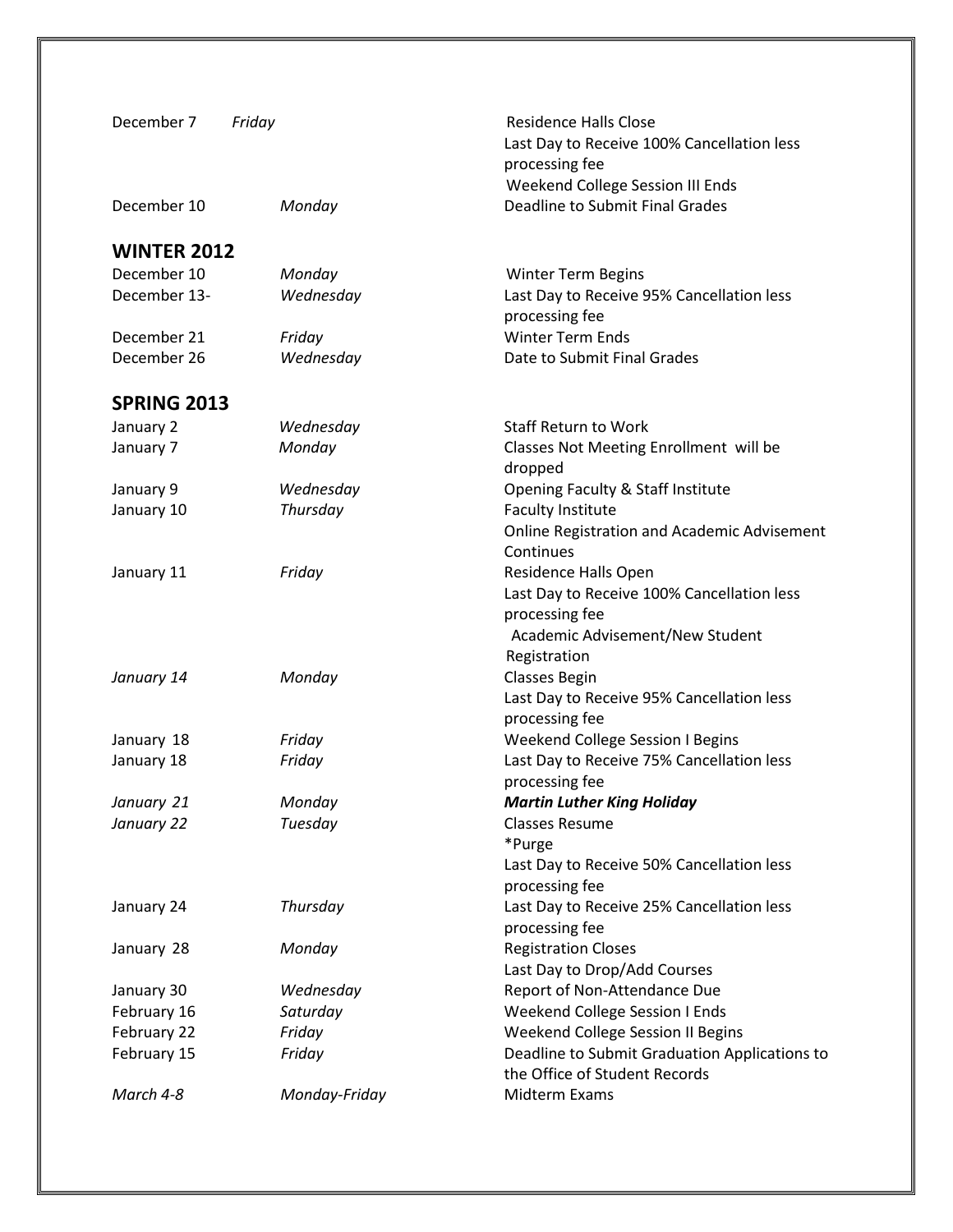| | | |
|---|---|---|
| December 7 | *Friday* | Residence Halls Close<br>Last Day to Receive 100% Cancellation less processing fee<br>Weekend College Session III Ends |
| December 10 | *Monday* | Deadline to Submit Final Grades |

## WINTER 2012

| | | |
|---|---|---|
| December 10 | *Monday* | Winter Term Begins |
| December 13- | *Wednesday* | Last Day to Receive 95% Cancellation less processing fee |
| December 21 | *Friday* | Winter Term Ends |
| December 26 | *Wednesday* | Date to Submit Final Grades |

## SPRING 2013

| | | |
|---|---|---|
| January 2 | *Wednesday* | Staff Return to Work |
| January 7 | *Monday* | Classes Not Meeting Enrollment will be dropped |
| January 9 | *Wednesday* | Opening Faculty & Staff Institute |
| January 10 | *Thursday* | Faculty Institute<br>Online Registration and Academic Advisement Continues |
| January 11 | *Friday* | Residence Halls Open<br>Last Day to Receive 100% Cancellation less processing fee<br>Academic Advisement/New Student Registration |
| *January 14* | *Monday* | Classes Begin<br>Last Day to Receive 95% Cancellation less processing fee |
| January 18 | *Friday* | Weekend College Session I Begins |
| January 18 | *Friday* | Last Day to Receive 75% Cancellation less processing fee |
| *January 21* | *Monday* | ***Martin Luther King Holiday*** |
| *January 22* | *Tuesday* | Classes Resume<br>*Purge<br>Last Day to Receive 50% Cancellation less processing fee |
| January 24 | *Thursday* | Last Day to Receive 25% Cancellation less processing fee |
| January 28 | *Monday* | Registration Closes<br>Last Day to Drop/Add Courses |
| January 30 | *Wednesday* | Report of Non-Attendance Due |
| February 16 | *Saturday* | Weekend College Session I Ends |
| February 22 | *Friday* | Weekend College Session II Begins |
| February 15 | *Friday* | Deadline to Submit Graduation Applications to the Office of Student Records |
| *March 4-8* | *Monday-Friday* | Midterm Exams |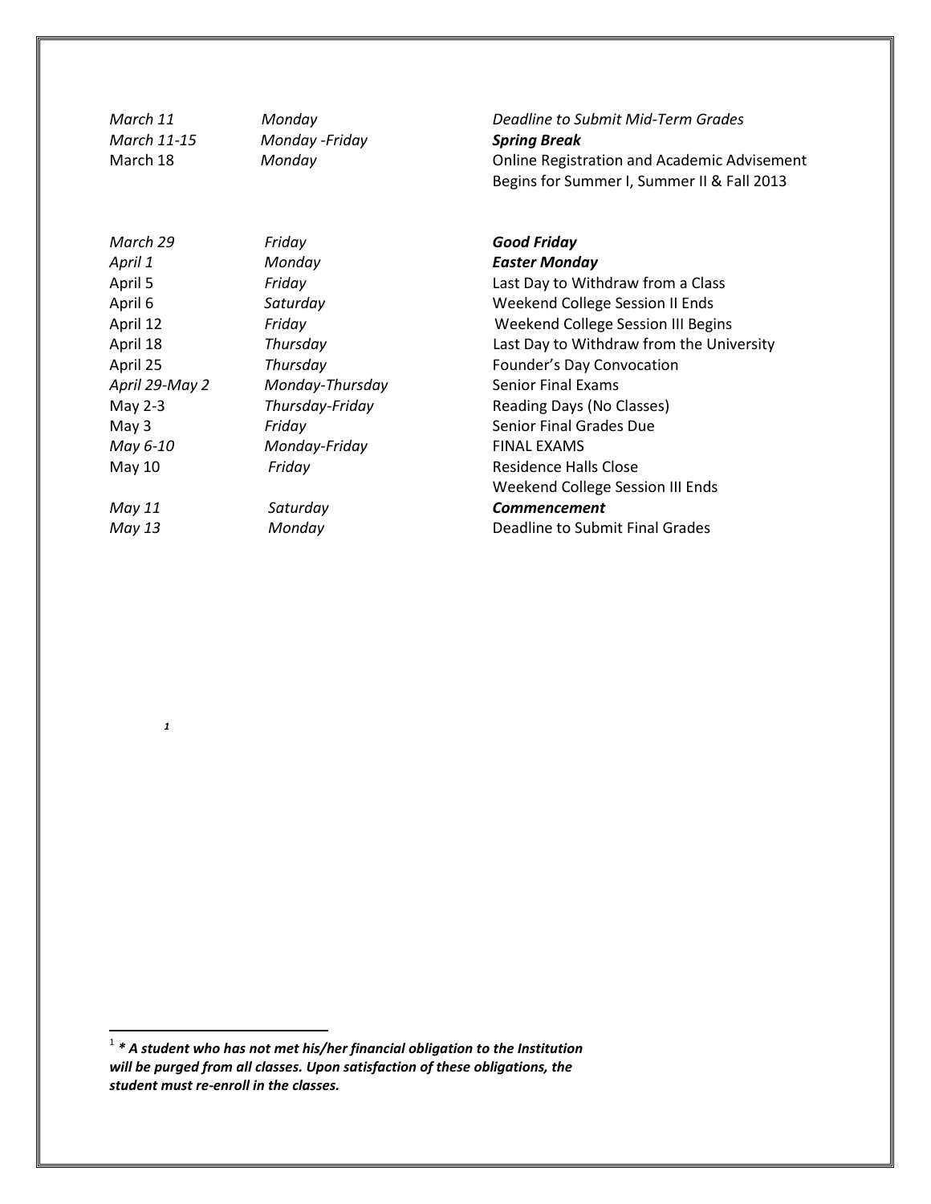| | | |
|---|---|---|
| *March 11* | *Monday* | *Deadline to Submit Mid-Term Grades* |
| *March 11-15* | *Monday -Friday* | ***Spring Break*** |
| March 18 | *Monday* | Online Registration and Academic Advisement Begins for Summer I, Summer II & Fall 2013 |
| *March 29* | *Friday* | ***Good Friday*** |
| *April 1* | *Monday* | ***Easter Monday*** |
| April 5 | *Friday* | Last Day to Withdraw from a Class |
| April 6 | *Saturday* | Weekend College Session II Ends |
| April 12 | *Friday* | Weekend College Session III Begins |
| April 18 | *Thursday* | Last Day to Withdraw from the University |
| April 25 | *Thursday* | Founder's Day Convocation |
| *April 29-May 2* | *Monday-Thursday* | Senior Final Exams |
| May 2-3 | *Thursday-Friday* | Reading Days (No Classes) |
| May 3 | *Friday* | Senior Final Grades Due |
| *May 6-10* | *Monday-Friday* | FINAL EXAMS |
| May 10 | *Friday* | Residence Halls Close<br>Weekend College Session III Ends |
| *May 11* | *Saturday* | ***Commencement*** |
| *May 13* | *Monday* | Deadline to Submit Final Grades |

*[1]*

---

[1] ***\* A student who has not met his/her financial obligation to the Institution will be purged from all classes. Upon satisfaction of these obligations, the student must re-enroll in the classes.***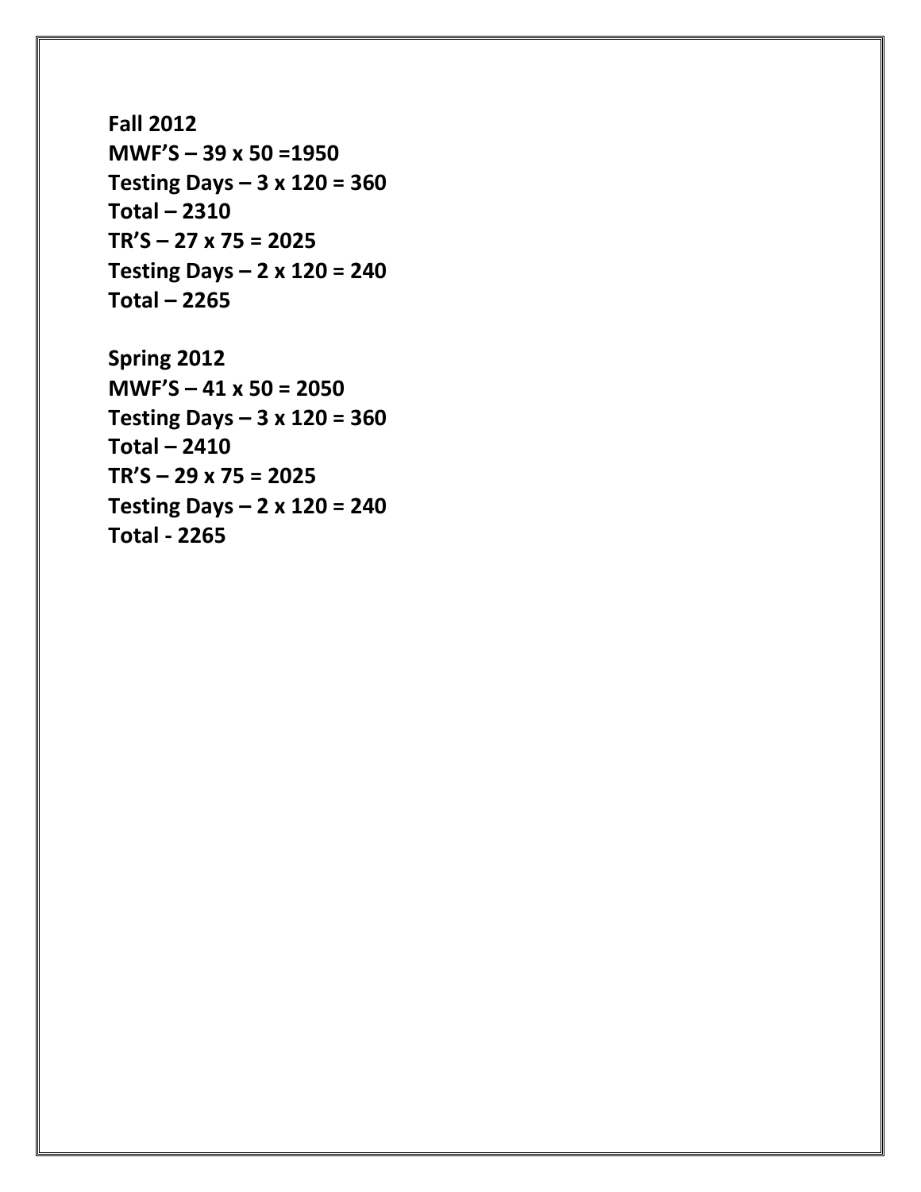**Fall 2012**
**MWF'S – 39 x 50 =1950**
**Testing Days – 3 x 120 = 360**
**Total – 2310**
**TR'S – 27 x 75 = 2025**
**Testing Days – 2 x 120 = 240**
**Total – 2265**

**Spring 2012**
**MWF'S – 41 x 50 = 2050**
**Testing Days – 3 x 120 = 360**
**Total – 2410**
**TR'S – 29 x 75 = 2025**
**Testing Days – 2 x 120 = 240**
**Total - 2265**